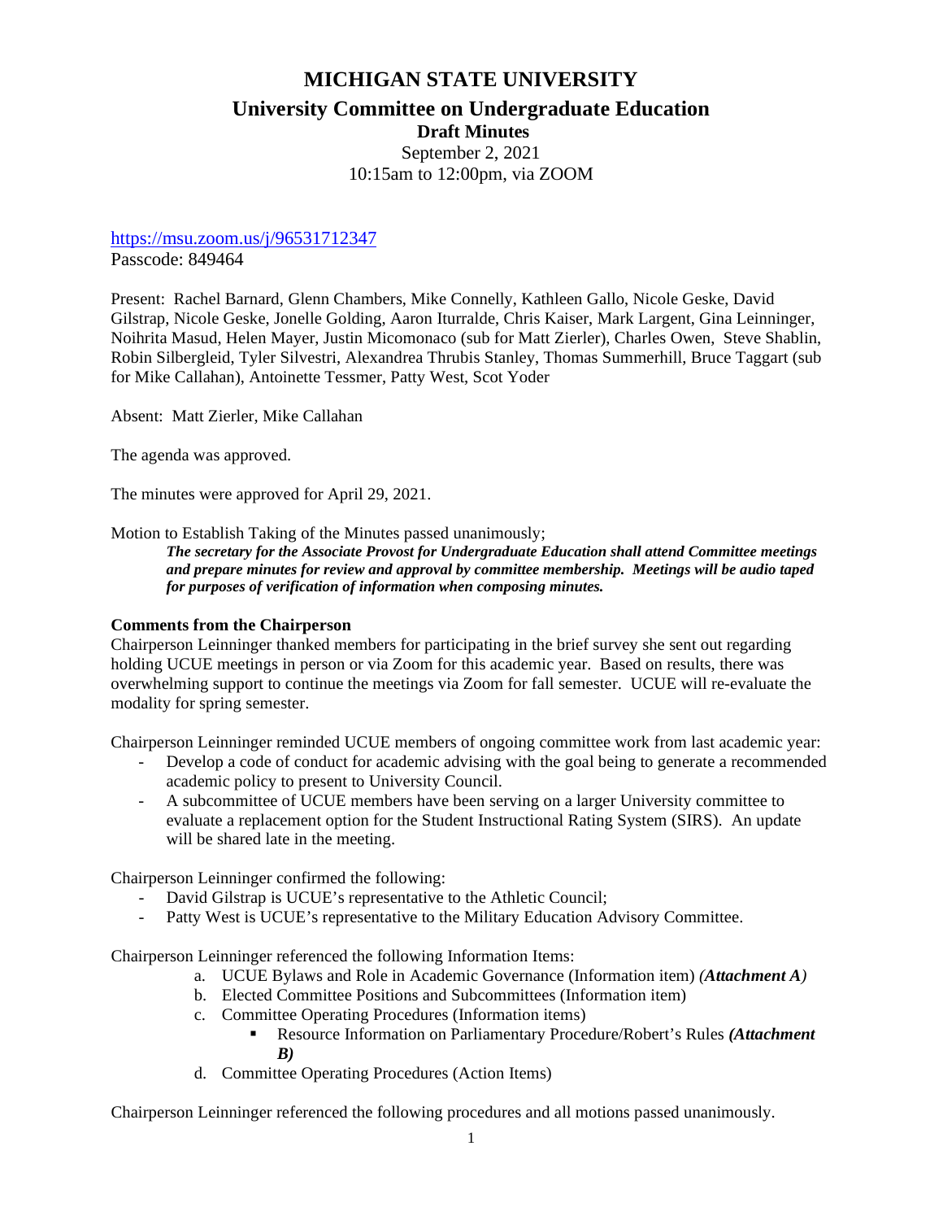# MICHIGAN STATE UNIVERSITY

## University Committee on Undergraduate Education

### Draft Minutes

September 2, 2021
10:15am to 12:00pm, via ZOOM

https://msu.zoom.us/j/96531712347
Passcode: 849464

Present: Rachel Barnard, Glenn Chambers, Mike Connelly, Kathleen Gallo, Nicole Geske, David Gilstrap, Nicole Geske, Jonelle Golding, Aaron Iturralde, Chris Kaiser, Mark Largent, Gina Leinninger, Noihrita Masud, Helen Mayer, Justin Micomonaco (sub for Matt Zierler), Charles Owen, Steve Shablin, Robin Silbergleid, Tyler Silvestri, Alexandrea Thrubis Stanley, Thomas Summerhill, Bruce Taggart (sub for Mike Callahan), Antoinette Tessmer, Patty West, Scot Yoder

Absent: Matt Zierler, Mike Callahan

The agenda was approved.

The minutes were approved for April 29, 2021.

Motion to Establish Taking of the Minutes passed unanimously;

> ***The secretary for the Associate Provost for Undergraduate Education shall attend Committee meetings and prepare minutes for review and approval by committee membership. Meetings will be audio taped for purposes of verification of information when composing minutes.***

**Comments from the Chairperson**

Chairperson Leinninger thanked members for participating in the brief survey she sent out regarding holding UCUE meetings in person or via Zoom for this academic year. Based on results, there was overwhelming support to continue the meetings via Zoom for fall semester. UCUE will re-evaluate the modality for spring semester.

Chairperson Leinninger reminded UCUE members of ongoing committee work from last academic year:

- Develop a code of conduct for academic advising with the goal being to generate a recommended academic policy to present to University Council.
- A subcommittee of UCUE members have been serving on a larger University committee to evaluate a replacement option for the Student Instructional Rating System (SIRS). An update will be shared late in the meeting.

Chairperson Leinninger confirmed the following:

- David Gilstrap is UCUE's representative to the Athletic Council;
- Patty West is UCUE's representative to the Military Education Advisory Committee.

Chairperson Leinninger referenced the following Information Items:

a. UCUE Bylaws and Role in Academic Governance (Information item) *(**Attachment A**)*
b. Elected Committee Positions and Subcommittees (Information item)
c. Committee Operating Procedures (Information items)
   - Resource Information on Parliamentary Procedure/Robert's Rules ***(Attachment B)***
d. Committee Operating Procedures (Action Items)

Chairperson Leinninger referenced the following procedures and all motions passed unanimously.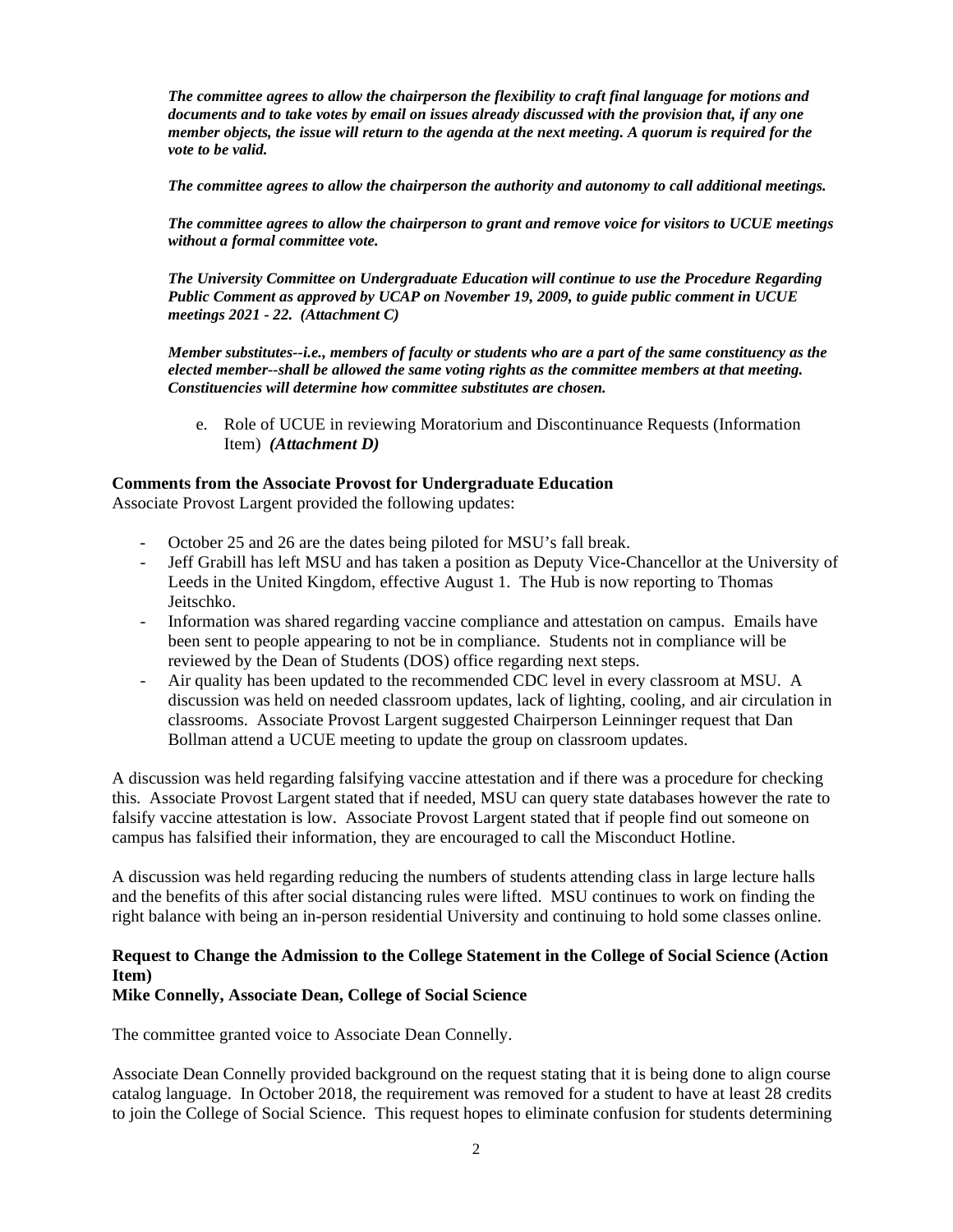***The committee agrees to allow the chairperson the flexibility to craft final language for motions and documents and to take votes by email on issues already discussed with the provision that, if any one member objects, the issue will return to the agenda at the next meeting. A quorum is required for the vote to be valid.***

***The committee agrees to allow the chairperson the authority and autonomy to call additional meetings.***

***The committee agrees to allow the chairperson to grant and remove voice for visitors to UCUE meetings without a formal committee vote.***

***The University Committee on Undergraduate Education will continue to use the Procedure Regarding Public Comment as approved by UCAP on November 19, 2009, to guide public comment in UCUE meetings 2021 - 22. (Attachment C)***

***Member substitutes--i.e., members of faculty or students who are a part of the same constituency as the elected member--shall be allowed the same voting rights as the committee members at that meeting. Constituencies will determine how committee substitutes are chosen.***

e. Role of UCUE in reviewing Moratorium and Discontinuance Requests (Information Item) ***(Attachment D)***

**Comments from the Associate Provost for Undergraduate Education**

Associate Provost Largent provided the following updates:

- October 25 and 26 are the dates being piloted for MSU's fall break.
- Jeff Grabill has left MSU and has taken a position as Deputy Vice-Chancellor at the University of Leeds in the United Kingdom, effective August 1. The Hub is now reporting to Thomas Jeitschko.
- Information was shared regarding vaccine compliance and attestation on campus. Emails have been sent to people appearing to not be in compliance. Students not in compliance will be reviewed by the Dean of Students (DOS) office regarding next steps.
- Air quality has been updated to the recommended CDC level in every classroom at MSU. A discussion was held on needed classroom updates, lack of lighting, cooling, and air circulation in classrooms. Associate Provost Largent suggested Chairperson Leinninger request that Dan Bollman attend a UCUE meeting to update the group on classroom updates.

A discussion was held regarding falsifying vaccine attestation and if there was a procedure for checking this. Associate Provost Largent stated that if needed, MSU can query state databases however the rate to falsify vaccine attestation is low. Associate Provost Largent stated that if people find out someone on campus has falsified their information, they are encouraged to call the Misconduct Hotline.

A discussion was held regarding reducing the numbers of students attending class in large lecture halls and the benefits of this after social distancing rules were lifted. MSU continues to work on finding the right balance with being an in-person residential University and continuing to hold some classes online.

**Request to Change the Admission to the College Statement in the College of Social Science (Action Item)**
**Mike Connelly, Associate Dean, College of Social Science**

The committee granted voice to Associate Dean Connelly.

Associate Dean Connelly provided background on the request stating that it is being done to align course catalog language. In October 2018, the requirement was removed for a student to have at least 28 credits to join the College of Social Science. This request hopes to eliminate confusion for students determining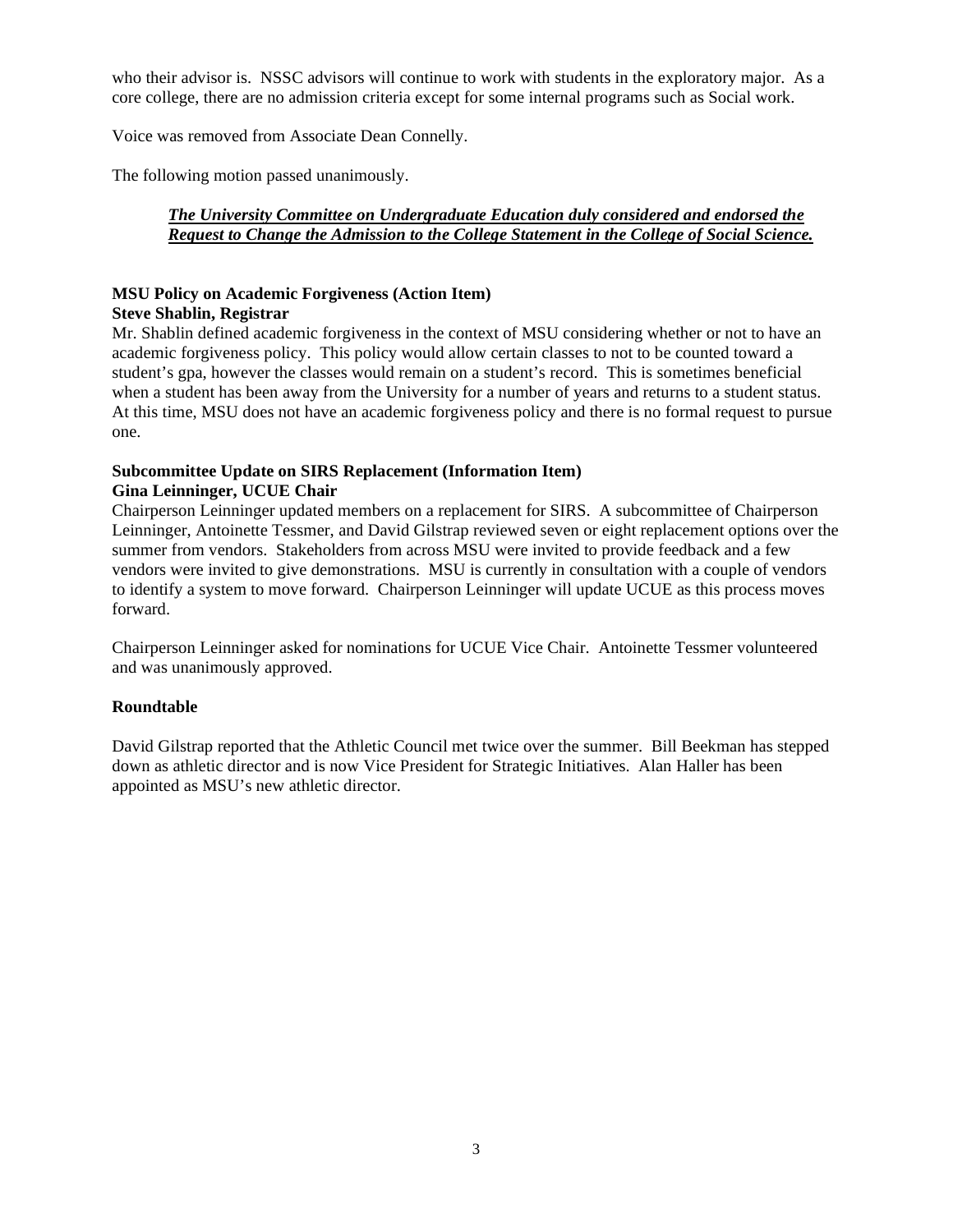who their advisor is. NSSC advisors will continue to work with students in the exploratory major. As a core college, there are no admission criteria except for some internal programs such as Social work.

Voice was removed from Associate Dean Connelly.

The following motion passed unanimously.

> ***The University Committee on Undergraduate Education duly considered and endorsed the Request to Change the Admission to the College Statement in the College of Social Science.***

**MSU Policy on Academic Forgiveness (Action Item)**
**Steve Shablin, Registrar**

Mr. Shablin defined academic forgiveness in the context of MSU considering whether or not to have an academic forgiveness policy. This policy would allow certain classes to not to be counted toward a student's gpa, however the classes would remain on a student's record. This is sometimes beneficial when a student has been away from the University for a number of years and returns to a student status. At this time, MSU does not have an academic forgiveness policy and there is no formal request to pursue one.

**Subcommittee Update on SIRS Replacement (Information Item)**
**Gina Leinninger, UCUE Chair**

Chairperson Leinninger updated members on a replacement for SIRS. A subcommittee of Chairperson Leinninger, Antoinette Tessmer, and David Gilstrap reviewed seven or eight replacement options over the summer from vendors. Stakeholders from across MSU were invited to provide feedback and a few vendors were invited to give demonstrations. MSU is currently in consultation with a couple of vendors to identify a system to move forward. Chairperson Leinninger will update UCUE as this process moves forward.

Chairperson Leinninger asked for nominations for UCUE Vice Chair. Antoinette Tessmer volunteered and was unanimously approved.

**Roundtable**

David Gilstrap reported that the Athletic Council met twice over the summer. Bill Beekman has stepped down as athletic director and is now Vice President for Strategic Initiatives. Alan Haller has been appointed as MSU's new athletic director.